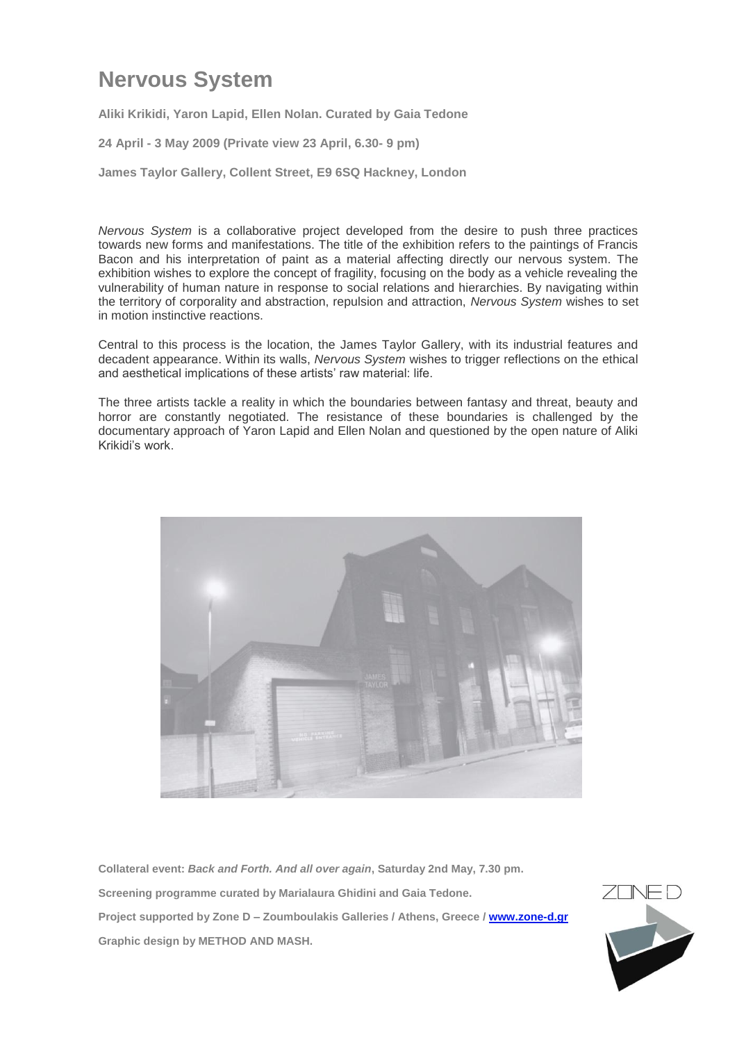# Nervous System

**Aliki Krikidi, Yaron Lapid, Ellen Nolan. Curated by Gaia Tedone**

**24 April - 3 May 2009 (Private view 23 April, 6.30- 9 pm)**

**James Taylor Gallery, Collent Street, E9 6SQ Hackney, London**

*Nervous System* is a collaborative project developed from the desire to push three practices towards new forms and manifestations. The title of the exhibition refers to the paintings of Francis Bacon and his interpretation of paint as a material affecting directly our nervous system. The exhibition wishes to explore the concept of fragility, focusing on the body as a vehicle revealing the vulnerability of human nature in response to social relations and hierarchies. By navigating within the territory of corporality and abstraction, repulsion and attraction, *Nervous System* wishes to set in motion instinctive reactions.

Central to this process is the location, the James Taylor Gallery, with its industrial features and decadent appearance. Within its walls, *Nervous System* wishes to trigger reflections on the ethical and aesthetical implications of these artists' raw material: life.

The three artists tackle a reality in which the boundaries between fantasy and threat, beauty and horror are constantly negotiated. The resistance of these boundaries is challenged by the documentary approach of Yaron Lapid and Ellen Nolan and questioned by the open nature of Aliki Krikidi's work.

**Collateral event: *Back and Forth. And all over again*, Saturday 2nd May, 7.30 pm.**

**Screening programme curated by Marialaura Ghidini and Gaia Tedone.**

**Project supported by Zone D – Zoumboulakis Galleries / Athens, Greece / [www.zone-d.gr](www.zone-d.gr)**

**Graphic design by METHOD AND MASH.**

ZONE D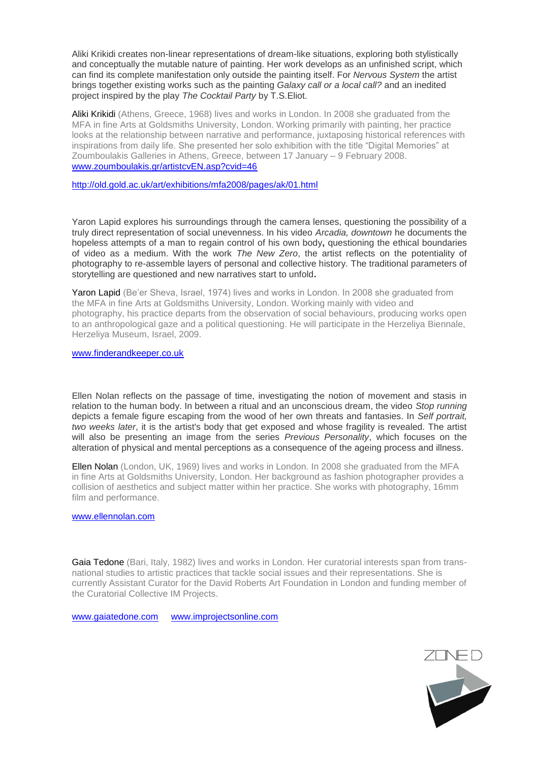Aliki Krikidi creates non-linear representations of dream-like situations, exploring both stylistically and conceptually the mutable nature of painting. Her work develops as an unfinished script, which can find its complete manifestation only outside the painting itself. For *Nervous System* the artist brings together existing works such as the painting *Galaxy call or a local call?* and an inedited project inspired by the play *The Cocktail Party* by T.S.Eliot.

Aliki Krikidi (Athens, Greece, 1968) lives and works in London. In 2008 she graduated from the MFA in fine Arts at Goldsmiths University, London. Working primarily with painting, her practice looks at the relationship between narrative and performance, juxtaposing historical references with inspirations from daily life. She presented her solo exhibition with the title "Digital Memories" at Zoumboulakis Galleries in Athens, Greece, between 17 January – 9 February 2008.
www.zoumboulakis.gr/artistcvEN.asp?cvid=46

http://old.gold.ac.uk/art/exhibitions/mfa2008/pages/ak/01.html

Yaron Lapid explores his surroundings through the camera lenses, questioning the possibility of a truly direct representation of social unevenness. In his video *Arcadia, downtown* he documents the hopeless attempts of a man to regain control of his own body**,** questioning the ethical boundaries of video as a medium. With the work *The New Zero*, the artist reflects on the potentiality of photography to re-assemble layers of personal and collective history. The traditional parameters of storytelling are questioned and new narratives start to unfold**.**

Yaron Lapid (Be'er Sheva, Israel, 1974) lives and works in London. In 2008 she graduated from the MFA in fine Arts at Goldsmiths University, London. Working mainly with video and photography, his practice departs from the observation of social behaviours, producing works open to an anthropological gaze and a political questioning. He will participate in the Herzeliya Biennale, Herzeliya Museum, Israel, 2009.

www.finderandkeeper.co.uk

Ellen Nolan reflects on the passage of time, investigating the notion of movement and stasis in relation to the human body. In between a ritual and an unconscious dream, the video *Stop running* depicts a female figure escaping from the wood of her own threats and fantasies. In *Self portrait, two weeks later*, it is the artist's body that get exposed and whose fragility is revealed. The artist will also be presenting an image from the series *Previous Personality*, which focuses on the alteration of physical and mental perceptions as a consequence of the ageing process and illness.

Ellen Nolan (London, UK, 1969) lives and works in London. In 2008 she graduated from the MFA in fine Arts at Goldsmiths University, London. Her background as fashion photographer provides a collision of aesthetics and subject matter within her practice. She works with photography, 16mm film and performance.

www.ellennolan.com

Gaia Tedone (Bari, Italy, 1982) lives and works in London. Her curatorial interests span from trans-national studies to artistic practices that tackle social issues and their representations. She is currently Assistant Curator for the David Roberts Art Foundation in London and funding member of the Curatorial Collective IM Projects.

www.gaiatedone.com www.improjectsonline.com

ZONED